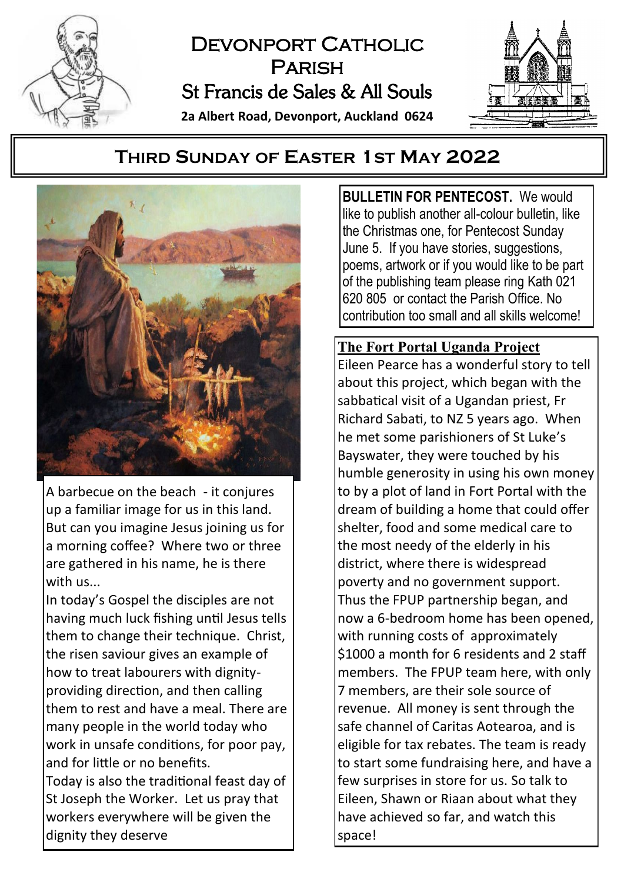# Devonport Catholic Parish

## St Francis de Sales & All Souls

**2a Albert Road, Devonport, Auckland 0624**

## Third Sunday of Easter 1st May 2022

A barbecue on the beach - it conjures up a familiar image for us in this land. But can you imagine Jesus joining us for a morning coffee? Where two or three are gathered in his name, he is there with us...

In today's Gospel the disciples are not having much luck fishing until Jesus tells them to change their technique. Christ, the risen saviour gives an example of how to treat labourers with dignity- providing direction, and then calling them to rest and have a meal. There are many people in the world today who work in unsafe conditions, for poor pay, and for little or no benefits.

Today is also the traditional feast day of St Joseph the Worker. Let us pray that workers everywhere will be given the dignity they deserve

**BULLETIN FOR PENTECOST.** We would like to publish another all-colour bulletin, like the Christmas one, for Pentecost Sunday June 5. If you have stories, suggestions, poems, artwork or if you would like to be part of the publishing team please ring Kath 021 620 805 or contact the Parish Office. No contribution too small and all skills welcome!

### The Fort Portal Uganda Project

Eileen Pearce has a wonderful story to tell about this project, which began with the sabbatical visit of a Ugandan priest, Fr Richard Sabati, to NZ 5 years ago. When he met some parishioners of St Luke's Bayswater, they were touched by his humble generosity in using his own money to by a plot of land in Fort Portal with the dream of building a home that could offer shelter, food and some medical care to the most needy of the elderly in his district, where there is widespread poverty and no government support. Thus the FPUP partnership began, and now a 6-bedroom home has been opened, with running costs of approximately $1000 a month for 6 residents and 2 staff members. The FPUP team here, with only 7 members, are their sole source of revenue. All money is sent through the safe channel of Caritas Aotearoa, and is eligible for tax rebates. The team is ready to start some fundraising here, and have a few surprises in store for us. So talk to Eileen, Shawn or Riaan about what they have achieved so far, and watch this space!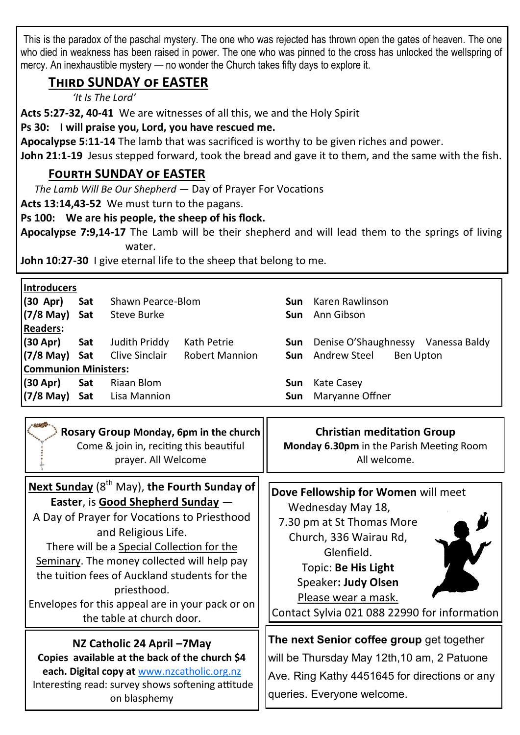This is the paradox of the paschal mystery. The one who was rejected has thrown open the gates of heaven. The one who died in weakness has been raised in power. The one who was pinned to the cross has unlocked the wellspring of mercy. An inexhaustible mystery — no wonder the Church takes fifty days to explore it.

## THIRD SUNDAY OF EASTER

*'It Is The Lord'*

**Acts 5:27-32, 40-41** We are witnesses of all this, we and the Holy Spirit

**Ps 30: I will praise you, Lord, you have rescued me.**

**Apocalypse 5:11-14** The lamb that was sacrificed is worthy to be given riches and power.

**John 21:1-19** Jesus stepped forward, took the bread and gave it to them, and the same with the fish.

## FOURTH SUNDAY OF EASTER

*The Lamb Will Be Our Shepherd* — Day of Prayer For Vocations

**Acts 13:14,43-52** We must turn to the pagans.

**Ps 100: We are his people, the sheep of his flock.**

**Apocalypse 7:9,14-17** The Lamb will be their shepherd and will lead them to the springs of living water.

**John 10:27-30** I give eternal life to the sheep that belong to me.

| **Introducers** | | | | | |
|---|---|---|---|---|---|
| **(30 Apr)** | **Sat** | Shawn Pearce-Blom | | **Sun** | Karen Rawlinson |
| **(7/8 May)** | **Sat** | Steve Burke | | **Sun** | Ann Gibson |
| **Readers:** | | | | | |
| **(30 Apr)** | **Sat** | Judith Priddy | Kath Petrie | **Sun** | Denise O'Shaughnessy Vanessa Baldy |
| **(7/8 May)** | **Sat** | Clive Sinclair | Robert Mannion | **Sun** | Andrew Steel Ben Upton |
| **Communion Ministers:** | | | | | |
| **(30 Apr)** | **Sat** | Riaan Blom | | **Sun** | Kate Casey |
| **(7/8 May)** | **Sat** | Lisa Mannion | | **Sun** | Maryanne Offner |

**Rosary Group Monday, 6pm in the church**
Come & join in, reciting this beautiful prayer. All Welcome

**Christian meditation Group**
**Monday 6.30pm** in the Parish Meeting Room
All welcome.

**Next Sunday** (8th May), **the Fourth Sunday of Easter**, is **Good Shepherd Sunday** —
A Day of Prayer for Vocations to Priesthood and Religious Life.
There will be a Special Collection for the Seminary. The money collected will help pay the tuition fees of Auckland students for the priesthood.
Envelopes for this appeal are in your pack or on the table at church door.

**Dove Fellowship for Women** will meet
Wednesday May 18,
7.30 pm at St Thomas More Church, 336 Wairau Rd, Glenfield.
Topic: **Be His Light**
Speaker**: Judy Olsen**
Please wear a mask.
Contact Sylvia 021 088 22990 for information

**NZ Catholic 24 April –7May**
**Copies available at the back of the church $4 each. Digital copy at** www.nzcatholic.org.nz
Interesting read: survey shows softening attitude on blasphemy

**The next Senior coffee group** get together will be Thursday May 12th,10 am, 2 Patuone Ave. Ring Kathy 4451645 for directions or any queries. Everyone welcome.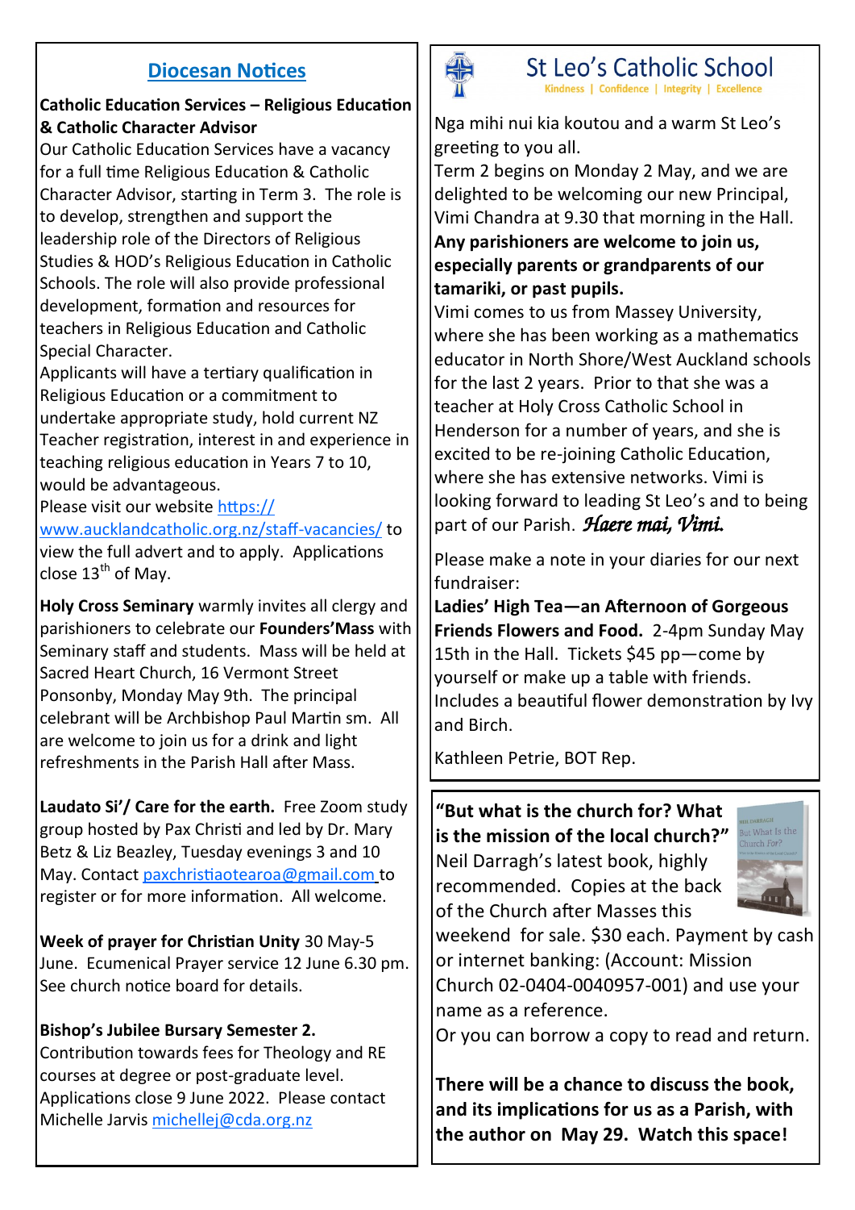## Diocesan Notices

**Catholic Education Services – Religious Education & Catholic Character Advisor**
Our Catholic Education Services have a vacancy for a full time Religious Education & Catholic Character Advisor, starting in Term 3. The role is to develop, strengthen and support the leadership role of the Directors of Religious Studies & HOD's Religious Education in Catholic Schools. The role will also provide professional development, formation and resources for teachers in Religious Education and Catholic Special Character.
Applicants will have a tertiary qualification in Religious Education or a commitment to undertake appropriate study, hold current NZ Teacher registration, interest in and experience in teaching religious education in Years 7 to 10, would be advantageous.
Please visit our website https://www.aucklandcatholic.org.nz/staff-vacancies/ to view the full advert and to apply. Applications close 13th of May.

**Holy Cross Seminary** warmly invites all clergy and parishioners to celebrate our **Founders'Mass** with Seminary staff and students. Mass will be held at Sacred Heart Church, 16 Vermont Street Ponsonby, Monday May 9th. The principal celebrant will be Archbishop Paul Martin sm. All are welcome to join us for a drink and light refreshments in the Parish Hall after Mass.

**Laudato Si'/ Care for the earth.** Free Zoom study group hosted by Pax Christi and led by Dr. Mary Betz & Liz Beazley, Tuesday evenings 3 and 10 May. Contact paxchristiaotearoa@gmail.com to register or for more information. All welcome.

**Week of prayer for Christian Unity** 30 May-5 June. Ecumenical Prayer service 12 June 6.30 pm. See church notice board for details.

**Bishop's Jubilee Bursary Semester 2.**
Contribution towards fees for Theology and RE courses at degree or post-graduate level. Applications close 9 June 2022. Please contact Michelle Jarvis michellej@cda.org.nz

## St Leo's Catholic School

Kindness | Confidence | Integrity | Excellence

Nga mihi nui kia koutou and a warm St Leo's greeting to you all.
Term 2 begins on Monday 2 May, and we are delighted to be welcoming our new Principal, Vimi Chandra at 9.30 that morning in the Hall. **Any parishioners are welcome to join us, especially parents or grandparents of our tamariki, or past pupils.**
Vimi comes to us from Massey University, where she has been working as a mathematics educator in North Shore/West Auckland schools for the last 2 years. Prior to that she was a teacher at Holy Cross Catholic School in Henderson for a number of years, and she is excited to be re-joining Catholic Education, where she has extensive networks. Vimi is looking forward to leading St Leo's and to being part of our Parish. ***Haere mai, Vimi.***

Please make a note in your diaries for our next fundraiser:
**Ladies' High Tea—an Afternoon of Gorgeous Friends Flowers and Food.** 2-4pm Sunday May 15th in the Hall. Tickets $45 pp—come by yourself or make up a table with friends. Includes a beautiful flower demonstration by Ivy and Birch.

Kathleen Petrie, BOT Rep.

**"But what is the church for? What is the mission of the local church?"** Neil Darragh's latest book, highly recommended. Copies at the back of the Church after Masses this weekend for sale. $30 each. Payment by cash or internet banking: (Account: Mission Church 02-0404-0040957-001) and use your name as a reference.
Or you can borrow a copy to read and return.

**There will be a chance to discuss the book, and its implications for us as a Parish, with the author on May 29. Watch this space!**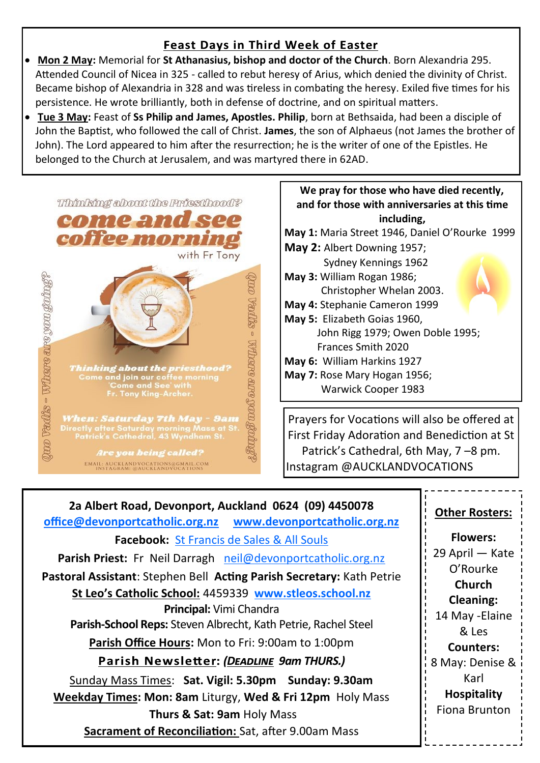## Feast Days in Third Week of Easter

- **Mon 2 May:** Memorial for **St Athanasius, bishop and doctor of the Church**. Born Alexandria 295. Attended Council of Nicea in 325 - called to rebut heresy of Arius, which denied the divinity of Christ. Became bishop of Alexandria in 328 and was tireless in combating the heresy. Exiled five times for his persistence. He wrote brilliantly, both in defense of doctrine, and on spiritual matters.
- **Tue 3 May:** Feast of **Ss Philip and James, Apostles. Philip**, born at Bethsaida, had been a disciple of John the Baptist, who followed the call of Christ. **James**, the son of Alphaeus (not James the brother of John). The Lord appeared to him after the resurrection; he is the writer of one of the Epistles. He belonged to the Church at Jerusalem, and was martyred there in 62AD.

*Thinking about the Priesthood?*

**come and see coffee morning**

with Fr Tony

*Thinking about the priesthood?*
Come and join our coffee morning 'Come and See' with Fr. Tony King-Archer.

*When: Saturday 7th May - 9am*
Directly after Saturday morning Mass at St. Patrick's Cathedral, 43 Wyndham St.

*Are you being called?*

*Quo Vadis - Where are you going?*

EMAIL: AUCKLANDVOCATIONS@GMAIL.COM
INSTAGRAM: @AUCKLANDVOCATIONS

**We pray for those who have died recently, and for those with anniversaries at this time including,**

**May 1:** Maria Street 1946, Daniel O'Rourke 1999
**May 2:** Albert Downing 1957; Sydney Kennings 1962
**May 3:** William Rogan 1986; Christopher Whelan 2003.
**May 4:** Stephanie Cameron 1999
**May 5:** Elizabeth Goias 1960, John Rigg 1979; Owen Doble 1995; Frances Smith 2020
**May 6:** William Harkins 1927
**May 7:** Rose Mary Hogan 1956; Warwick Cooper 1983

Prayers for Vocations will also be offered at First Friday Adoration and Benediction at St Patrick's Cathedral, 6th May, 7 –8 pm.
Instagram @AUCKLANDVOCATIONS

**2a Albert Road, Devonport, Auckland 0624 (09) 4450078**
office@devonportcatholic.org.nz www.devonportcatholic.org.nz
**Facebook:** St Francis de Sales & All Souls
**Parish Priest:** Fr Neil Darragh neil@devonportcatholic.org.nz
**Pastoral Assistant**: Stephen Bell **Acting Parish Secretary:** Kath Petrie
**St Leo's Catholic School:** 4459339 **www.stleos.school.nz**
**Principal:** Vimi Chandra
**Parish-School Reps:** Steven Albrecht, Kath Petrie, Rachel Steel
**Parish Office Hours**: Mon to Fri: 9:00am to 1:00pm
**Parish Newsletter: *(Deadline 9am THURS.)***
Sunday Mass Times: **Sat. Vigil: 5.30pm Sunday: 9.30am**
**Weekday Times: Mon: 8am** Liturgy, **Wed & Fri 12pm** Holy Mass
**Thurs & Sat: 9am** Holy Mass
**Sacrament of Reconciliation:** Sat, after 9.00am Mass

**Other Rosters:**

**Flowers:**
29 April — Kate O'Rourke

**Church Cleaning:**
14 May -Elaine & Les

**Counters:**
8 May: Denise & Karl

**Hospitality**
Fiona Brunton